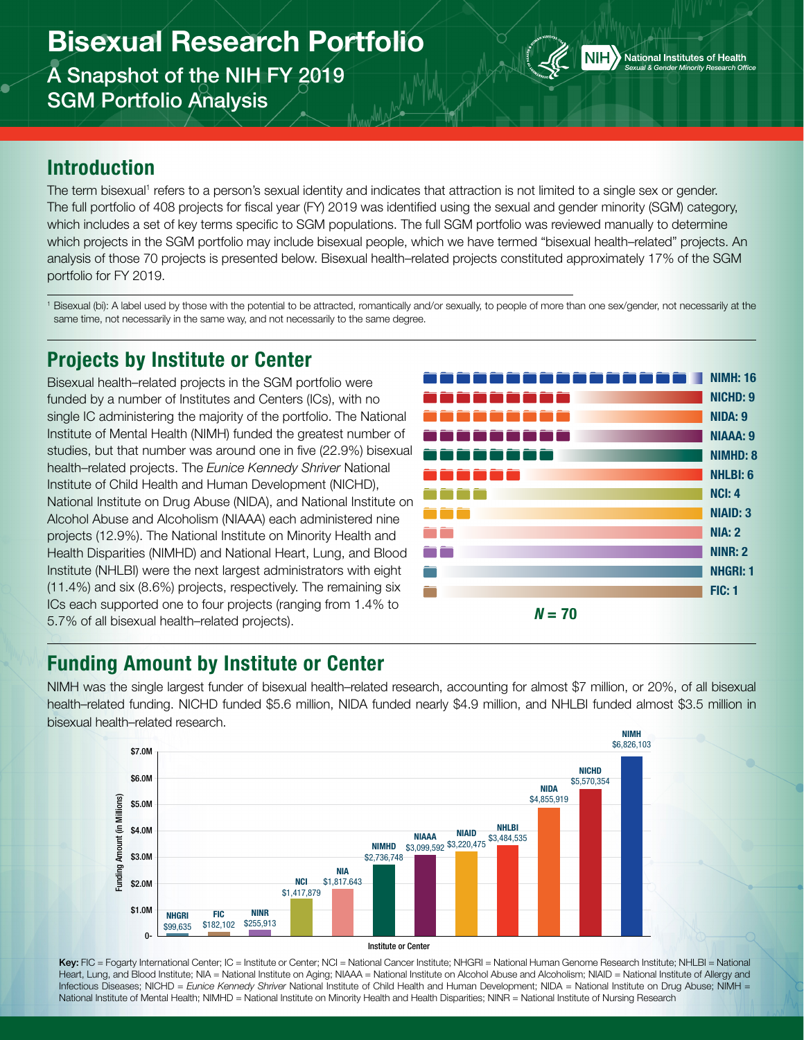# Bisexual Research Portfolio

## A Snapshot of the NIH FY 2019 SGM Portfolio Analysis

National Institutes of Health
*Sexual & Gender Minority Research Office*

## Introduction

The term bisexual[1] refers to a person's sexual identity and indicates that attraction is not limited to a single sex or gender. The full portfolio of 408 projects for fiscal year (FY) 2019 was identified using the sexual and gender minority (SGM) category, which includes a set of key terms specific to SGM populations. The full SGM portfolio was reviewed manually to determine which projects in the SGM portfolio may include bisexual people, which we have termed "bisexual health–related" projects. An analysis of those 70 projects is presented below. Bisexual health–related projects constituted approximately 17% of the SGM portfolio for FY 2019.

[1] Bisexual (bi): A label used by those with the potential to be attracted, romantically and/or sexually, to people of more than one sex/gender, not necessarily at the same time, not necessarily in the same way, and not necessarily to the same degree.

## Projects by Institute or Center

Bisexual health–related projects in the SGM portfolio were funded by a number of Institutes and Centers (ICs), with no single IC administering the majority of the portfolio. The National Institute of Mental Health (NIMH) funded the greatest number of studies, but that number was around one in five (22.9%) bisexual health–related projects. The *Eunice Kennedy Shriver* National Institute of Child Health and Human Development (NICHD), National Institute on Drug Abuse (NIDA), and National Institute on Alcohol Abuse and Alcoholism (NIAAA) each administered nine projects (12.9%). The National Institute on Minority Health and Health Disparities (NIMHD) and National Heart, Lung, and Blood Institute (NHLBI) were the next largest administrators with eight (11.4%) and six (8.6%) projects, respectively. The remaining six ICs each supported one to four projects (ranging from 1.4% to 5.7% of all bisexual health–related projects).

| Institute or Center | Projects |
| --- | --- |
| NIMH | 16 |
| NICHD | 9 |
| NIDA | 9 |
| NIAAA | 9 |
| NIMHD | 8 |
| NHLBI | 6 |
| NCI | 4 |
| NIAID | 3 |
| NIA | 2 |
| NINR | 2 |
| NHGRI | 1 |
| FIC | 1 |

*N* = 70

## Funding Amount by Institute or Center

NIMH was the single largest funder of bisexual health–related research, accounting for almost $7 million, or 20%, of all bisexual health–related funding. NICHD funded $5.6 million, NIDA funded nearly $4.9 million, and NHLBI funded almost $3.5 million in bisexual health–related research.

| Institute or Center | Funding Amount |
| --- | --- |
| NHGRI | $99,635 |
| FIC | $182,102 |
| NINR | $255,913 |
| NCI | $1,417,879 |
| NIA | $1,817,643 |
| NIMHD | $2,736,748 |
| NIAAA | $3,099,592 |
| NIAID | $3,220,475 |
| NHLBI | $3,484,535 |
| NIDA | $4,855,919 |
| NICHD | $5,570,354 |
| NIMH | $6,826,103 |

**Key:** FIC = Fogarty International Center; IC = Institute or Center; NCI = National Cancer Institute; NHGRI = National Human Genome Research Institute; NHLBI = National Heart, Lung, and Blood Institute; NIA = National Institute on Aging; NIAAA = National Institute on Alcohol Abuse and Alcoholism; NIAID = National Institute of Allergy and Infectious Diseases; NICHD = *Eunice Kennedy Shriver* National Institute of Child Health and Human Development; NIDA = National Institute on Drug Abuse; NIMH = National Institute of Mental Health; NIMHD = National Institute on Minority Health and Health Disparities; NINR = National Institute of Nursing Research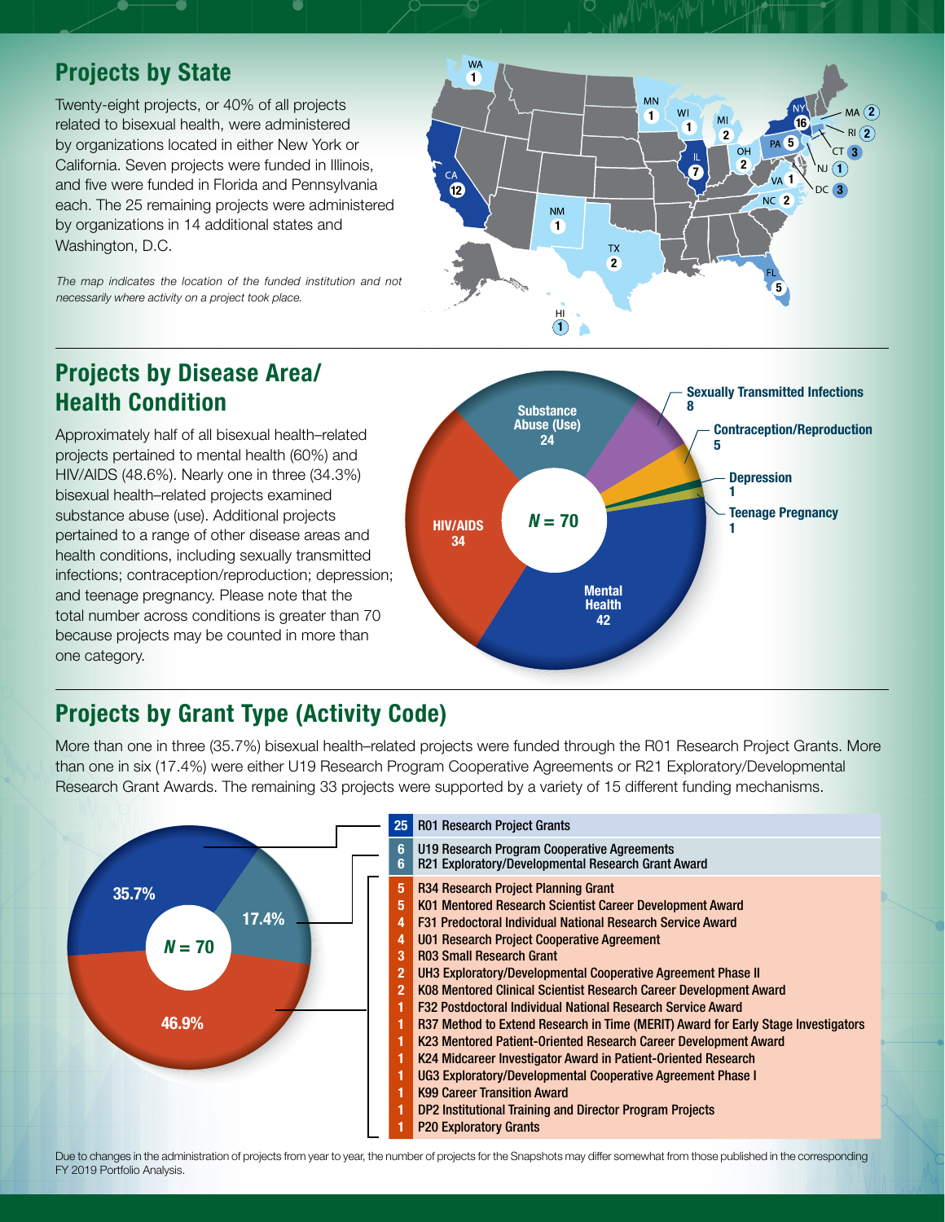## Projects by State

Twenty-eight projects, or 40% of all projects related to bisexual health, were administered by organizations located in either New York or California. Seven projects were funded in Illinois, and five were funded in Florida and Pennsylvania each. The 25 remaining projects were administered by organizations in 14 additional states and Washington, D.C.

*The map indicates the location of the funded institution and not necessarily where activity on a project took place.*

WA 1
MN 1
WI 1
MI 2
NY 16
MA 2
RI 2
CT 3
PA 5
NJ 1
OH 2
IL 7
CA 12
VA 1
DC 3
NC 2
NM 1
TX 2
FL 5
HI 1

## Projects by Disease Area/ Health Condition

Approximately half of all bisexual health–related projects pertained to mental health (60%) and HIV/AIDS (48.6%). Nearly one in three (34.3%) bisexual health–related projects examined substance abuse (use). Additional projects pertained to a range of other disease areas and health conditions, including sexually transmitted infections; contraception/reproduction; depression; and teenage pregnancy. Please note that the total number across conditions is greater than 70 because projects may be counted in more than one category.

$N = 70$

Substance Abuse (Use) 24
Sexually Transmitted Infections 8
Contraception/Reproduction 5
Depression 1
Teenage Pregnancy 1
HIV/AIDS 34
Mental Health 42

## Projects by Grant Type (Activity Code)

More than one in three (35.7%) bisexual health–related projects were funded through the R01 Research Project Grants. More than one in six (17.4%) were either U19 Research Program Cooperative Agreements or R21 Exploratory/Developmental Research Grant Awards. The remaining 33 projects were supported by a variety of 15 different funding mechanisms.

$N = 70$

35.7%
17.4%
46.9%

| | |
|---|---|
| 25 | R01 Research Project Grants |
| 6 | U19 Research Program Cooperative Agreements |
| 6 | R21 Exploratory/Developmental Research Grant Award |
| 5 | R34 Research Project Planning Grant |
| 5 | K01 Mentored Research Scientist Career Development Award |
| 4 | F31 Predoctoral Individual National Research Service Award |
| 4 | U01 Research Project Cooperative Agreement |
| 3 | R03 Small Research Grant |
| 2 | UH3 Exploratory/Developmental Cooperative Agreement Phase II |
| 2 | K08 Mentored Clinical Scientist Research Career Development Award |
| 1 | F32 Postdoctoral Individual National Research Service Award |
| 1 | R37 Method to Extend Research in Time (MERIT) Award for Early Stage Investigators |
| 1 | K23 Mentored Patient-Oriented Research Career Development Award |
| 1 | K24 Midcareer Investigator Award in Patient-Oriented Research |
| 1 | UG3 Exploratory/Developmental Cooperative Agreement Phase I |
| 1 | K99 Career Transition Award |
| 1 | DP2 Institutional Training and Director Program Projects |
| 1 | P20 Exploratory Grants |

Due to changes in the administration of projects from year to year, the number of projects for the Snapshots may differ somewhat from those published in the corresponding FY 2019 Portfolio Analysis.